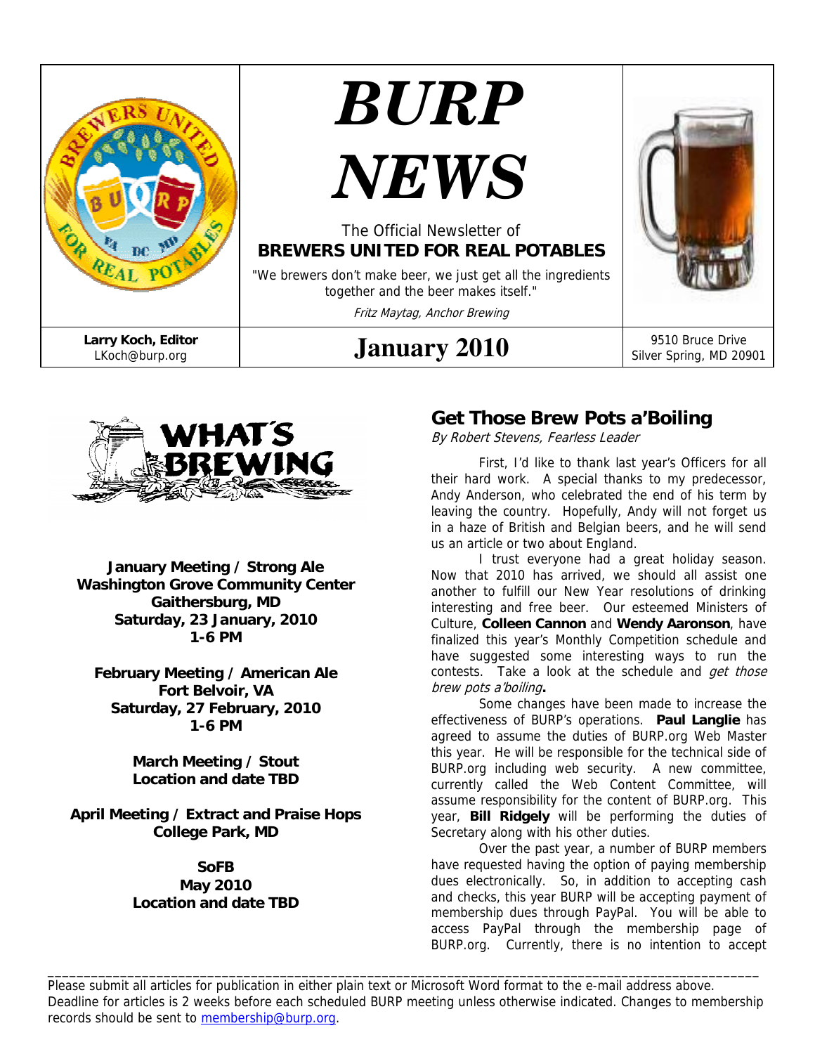# BURP NEWS

The Official Newsletter of
**BREWERS UNITED FOR REAL POTABLES**

"We brewers don't make beer, we just get all the ingredients together and the beer makes itself."

*Fritz Maytag, Anchor Brewing*

**Larry Koch, Editor**
LKoch@burp.org

**January 2010**

9510 Bruce Drive
Silver Spring, MD 20901

## WHAT'S BREWING

**January Meeting / Strong Ale**
**Washington Grove Community Center**
**Gaithersburg, MD**
**Saturday, 23 January, 2010**
**1-6 PM**

**February Meeting / American Ale**
**Fort Belvoir, VA**
**Saturday, 27 February, 2010**
**1-6 PM**

**March Meeting / Stout**
**Location and date TBD**

**April Meeting / Extract and Praise Hops**
**College Park, MD**

**SoFB**
**May 2010**
**Location and date TBD**

## Get Those Brew Pots a'Boiling

*By Robert Stevens, Fearless Leader*

First, I'd like to thank last year's Officers for all their hard work. A special thanks to my predecessor, Andy Anderson, who celebrated the end of his term by leaving the country. Hopefully, Andy will not forget us in a haze of British and Belgian beers, and he will send us an article or two about England.

I trust everyone had a great holiday season. Now that 2010 has arrived, we should all assist one another to fulfill our New Year resolutions of drinking interesting and free beer. Our esteemed Ministers of Culture, **Colleen Cannon** and **Wendy Aaronson**, have finalized this year's Monthly Competition schedule and have suggested some interesting ways to run the contests. Take a look at the schedule and *get those brew pots a'boiling***.**

Some changes have been made to increase the effectiveness of BURP's operations. **Paul Langlie** has agreed to assume the duties of BURP.org Web Master this year. He will be responsible for the technical side of BURP.org including web security. A new committee, currently called the Web Content Committee, will assume responsibility for the content of BURP.org. This year, **Bill Ridgely** will be performing the duties of Secretary along with his other duties.

Over the past year, a number of BURP members have requested having the option of paying membership dues electronically. So, in addition to accepting cash and checks, this year BURP will be accepting payment of membership dues through PayPal. You will be able to access PayPal through the membership page of BURP.org. Currently, there is no intention to accept

---

Please submit all articles for publication in either plain text or Microsoft Word format to the e-mail address above. Deadline for articles is 2 weeks before each scheduled BURP meeting unless otherwise indicated. Changes to membership records should be sent to membership@burp.org.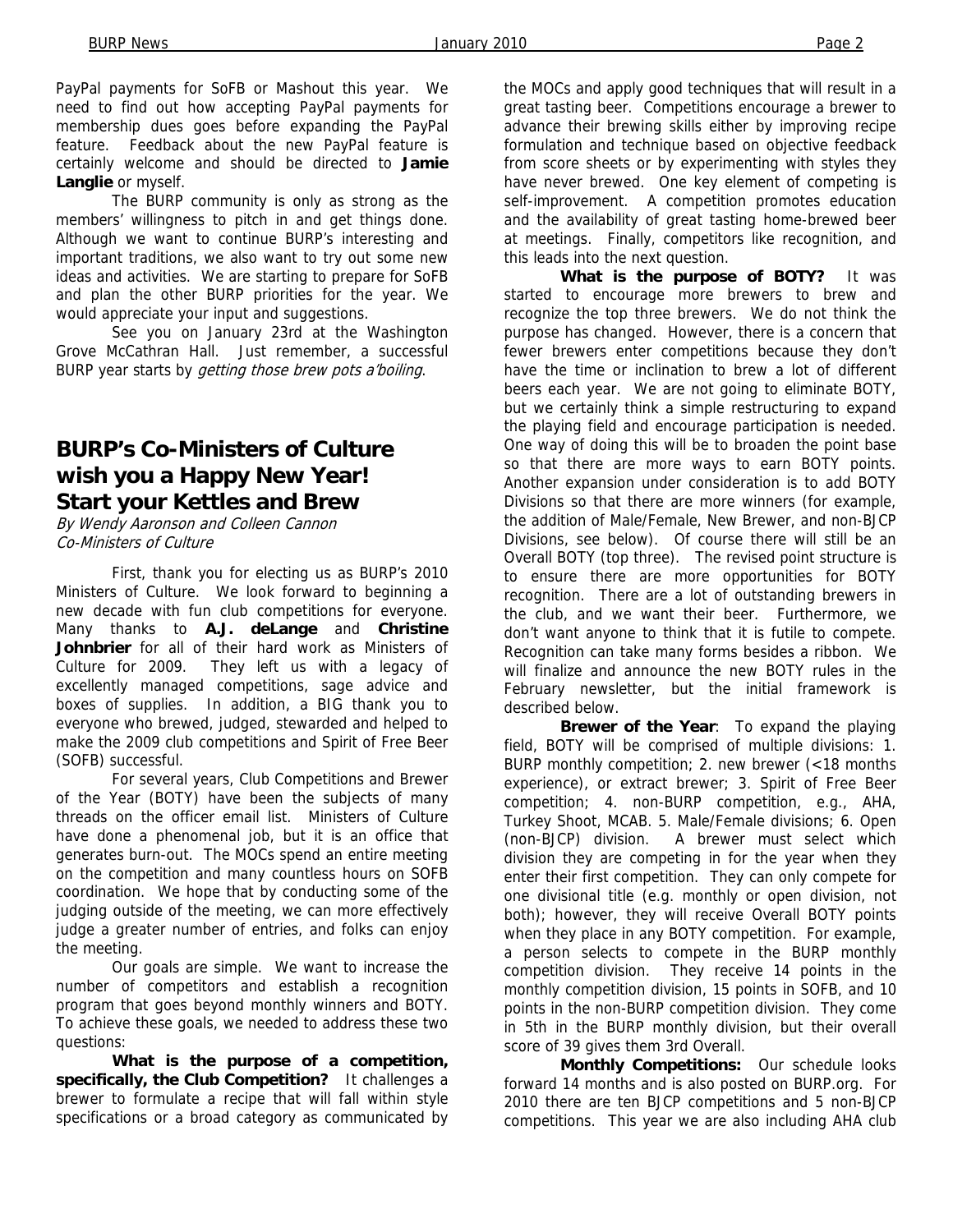PayPal payments for SoFB or Mashout this year. We need to find out how accepting PayPal payments for membership dues goes before expanding the PayPal feature. Feedback about the new PayPal feature is certainly welcome and should be directed to **Jamie Langlie** or myself.

The BURP community is only as strong as the members' willingness to pitch in and get things done. Although we want to continue BURP's interesting and important traditions, we also want to try out some new ideas and activities. We are starting to prepare for SoFB and plan the other BURP priorities for the year. We would appreciate your input and suggestions.

See you on January 23rd at the Washington Grove McCathran Hall. Just remember, a successful BURP year starts by *getting those brew pots a'boiling*.

## BURP's Co-Ministers of Culture wish you a Happy New Year! Start your Kettles and Brew

*By Wendy Aaronson and Colleen Cannon*
*Co-Ministers of Culture*

First, thank you for electing us as BURP's 2010 Ministers of Culture. We look forward to beginning a new decade with fun club competitions for everyone. Many thanks to **A.J. deLange** and **Christine Johnbrier** for all of their hard work as Ministers of Culture for 2009. They left us with a legacy of excellently managed competitions, sage advice and boxes of supplies. In addition, a BIG thank you to everyone who brewed, judged, stewarded and helped to make the 2009 club competitions and Spirit of Free Beer (SOFB) successful.

For several years, Club Competitions and Brewer of the Year (BOTY) have been the subjects of many threads on the officer email list. Ministers of Culture have done a phenomenal job, but it is an office that generates burn-out. The MOCs spend an entire meeting on the competition and many countless hours on SOFB coordination. We hope that by conducting some of the judging outside of the meeting, we can more effectively judge a greater number of entries, and folks can enjoy the meeting.

Our goals are simple. We want to increase the number of competitors and establish a recognition program that goes beyond monthly winners and BOTY. To achieve these goals, we needed to address these two questions:

**What is the purpose of a competition, specifically, the Club Competition?** It challenges a brewer to formulate a recipe that will fall within style specifications or a broad category as communicated by the MOCs and apply good techniques that will result in a great tasting beer. Competitions encourage a brewer to advance their brewing skills either by improving recipe formulation and technique based on objective feedback from score sheets or by experimenting with styles they have never brewed. One key element of competing is self-improvement. A competition promotes education and the availability of great tasting home-brewed beer at meetings. Finally, competitors like recognition, and this leads into the next question.

**What is the purpose of BOTY?** It was started to encourage more brewers to brew and recognize the top three brewers. We do not think the purpose has changed. However, there is a concern that fewer brewers enter competitions because they don't have the time or inclination to brew a lot of different beers each year. We are not going to eliminate BOTY, but we certainly think a simple restructuring to expand the playing field and encourage participation is needed. One way of doing this will be to broaden the point base so that there are more ways to earn BOTY points. Another expansion under consideration is to add BOTY Divisions so that there are more winners (for example, the addition of Male/Female, New Brewer, and non-BJCP Divisions, see below). Of course there will still be an Overall BOTY (top three). The revised point structure is to ensure there are more opportunities for BOTY recognition. There are a lot of outstanding brewers in the club, and we want their beer. Furthermore, we don't want anyone to think that it is futile to compete. Recognition can take many forms besides a ribbon. We will finalize and announce the new BOTY rules in the February newsletter, but the initial framework is described below.

**Brewer of the Year**: To expand the playing field, BOTY will be comprised of multiple divisions: 1. BURP monthly competition; 2. new brewer (<18 months experience), or extract brewer; 3. Spirit of Free Beer competition; 4. non-BURP competition, e.g., AHA, Turkey Shoot, MCAB. 5. Male/Female divisions; 6. Open (non-BJCP) division. A brewer must select which division they are competing in for the year when they enter their first competition. They can only compete for one divisional title (e.g. monthly or open division, not both); however, they will receive Overall BOTY points when they place in any BOTY competition. For example, a person selects to compete in the BURP monthly competition division. They receive 14 points in the monthly competition division, 15 points in SOFB, and 10 points in the non-BURP competition division. They come in 5th in the BURP monthly division, but their overall score of 39 gives them 3rd Overall.

**Monthly Competitions:** Our schedule looks forward 14 months and is also posted on BURP.org. For 2010 there are ten BJCP competitions and 5 non-BJCP competitions. This year we are also including AHA club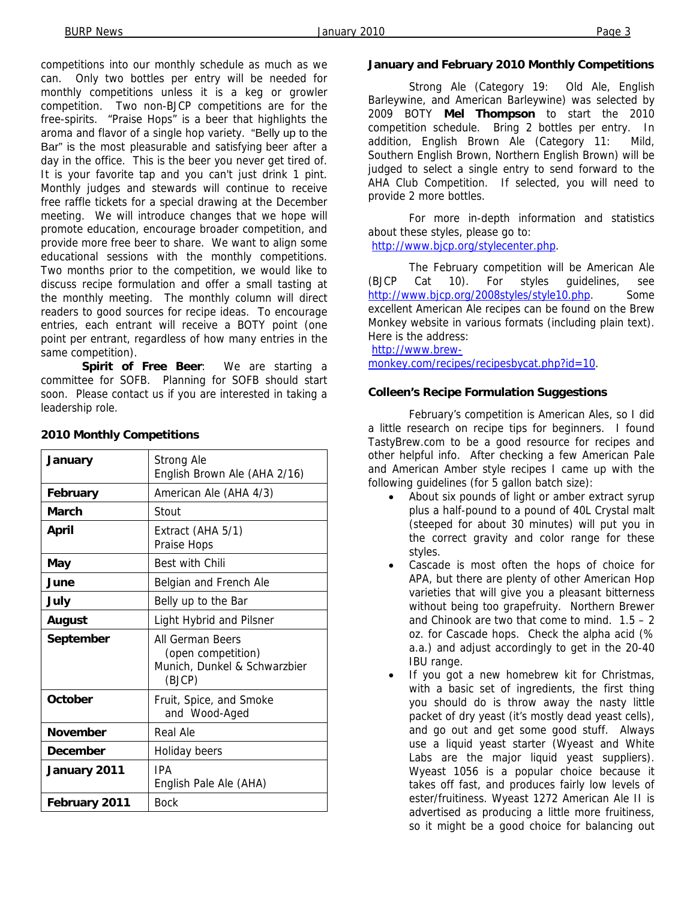competitions into our monthly schedule as much as we can. Only two bottles per entry will be needed for monthly competitions unless it is a keg or growler competition. Two non-BJCP competitions are for the free-spirits. "Praise Hops" is a beer that highlights the aroma and flavor of a single hop variety. "Belly up to the Bar" is the most pleasurable and satisfying beer after a day in the office. This is the beer you never get tired of. It is your favorite tap and you can't just drink 1 pint. Monthly judges and stewards will continue to receive free raffle tickets for a special drawing at the December meeting. We will introduce changes that we hope will promote education, encourage broader competition, and provide more free beer to share. We want to align some educational sessions with the monthly competitions. Two months prior to the competition, we would like to discuss recipe formulation and offer a small tasting at the monthly meeting. The monthly column will direct readers to good sources for recipe ideas. To encourage entries, each entrant will receive a BOTY point (one point per entrant, regardless of how many entries in the same competition).

**Spirit of Free Beer**: We are starting a committee for SOFB. Planning for SOFB should start soon. Please contact us if you are interested in taking a leadership role.

### 2010 Monthly Competitions

| Month | Competition |
|---|---|
| **January** | Strong Ale<br>English Brown Ale (AHA 2/16) |
| **February** | American Ale (AHA 4/3) |
| **March** | Stout |
| **April** | Extract (AHA 5/1)<br>Praise Hops |
| **May** | Best with Chili |
| **June** | Belgian and French Ale |
| **July** | Belly up to the Bar |
| **August** | Light Hybrid and Pilsner |
| **September** | All German Beers (open competition)<br>Munich, Dunkel & Schwarzbier (BJCP) |
| **October** | Fruit, Spice, and Smoke and Wood-Aged |
| **November** | Real Ale |
| **December** | Holiday beers |
| **January 2011** | IPA<br>English Pale Ale (AHA) |
| **February 2011** | Bock |

### January and February 2010 Monthly Competitions

Strong Ale (Category 19: Old Ale, English Barleywine, and American Barleywine) was selected by 2009 BOTY **Mel Thompson** to start the 2010 competition schedule. Bring 2 bottles per entry. In addition, English Brown Ale (Category 11: Mild, Southern English Brown, Northern English Brown) will be judged to select a single entry to send forward to the AHA Club Competition. If selected, you will need to provide 2 more bottles.

For more in-depth information and statistics about these styles, please go to: http://www.bjcp.org/stylecenter.php.

The February competition will be American Ale (BJCP Cat 10). For styles guidelines, see http://www.bjcp.org/2008styles/style10.php. Some excellent American Ale recipes can be found on the Brew Monkey website in various formats (including plain text). Here is the address: http://www.brew-monkey.com/recipes/recipesbycat.php?id=10.

### Colleen's Recipe Formulation Suggestions

February's competition is American Ales, so I did a little research on recipe tips for beginners. I found TastyBrew.com to be a good resource for recipes and other helpful info. After checking a few American Pale and American Amber style recipes I came up with the following guidelines (for 5 gallon batch size):

- About six pounds of light or amber extract syrup plus a half-pound to a pound of 40L Crystal malt (steeped for about 30 minutes) will put you in the correct gravity and color range for these styles.
- Cascade is most often the hops of choice for APA, but there are plenty of other American Hop varieties that will give you a pleasant bitterness without being too grapefruity. Northern Brewer and Chinook are two that come to mind. 1.5 – 2 oz. for Cascade hops. Check the alpha acid (% a.a.) and adjust accordingly to get in the 20-40 IBU range.
- If you got a new homebrew kit for Christmas, with a basic set of ingredients, the first thing you should do is throw away the nasty little packet of dry yeast (it's mostly dead yeast cells), and go out and get some good stuff. Always use a liquid yeast starter (Wyeast and White Labs are the major liquid yeast suppliers). Wyeast 1056 is a popular choice because it takes off fast, and produces fairly low levels of ester/fruitiness. Wyeast 1272 American Ale II is advertised as producing a little more fruitiness, so it might be a good choice for balancing out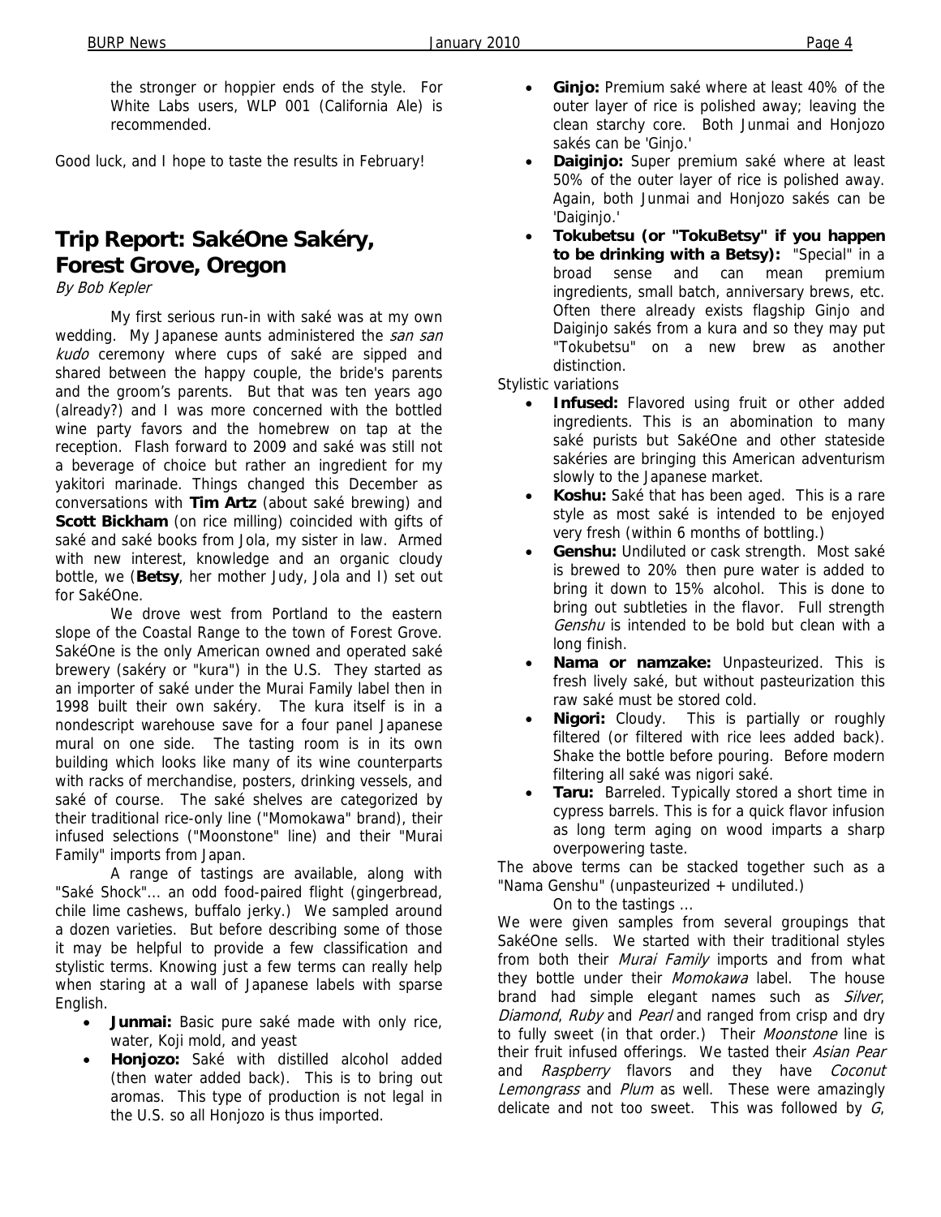the stronger or hoppier ends of the style. For White Labs users, WLP 001 (California Ale) is recommended.

Good luck, and I hope to taste the results in February!

## Trip Report: SakéOne Sakéry, Forest Grove, Oregon

*By Bob Kepler*

My first serious run-in with saké was at my own wedding. My Japanese aunts administered the *san san kudo* ceremony where cups of saké are sipped and shared between the happy couple, the bride's parents and the groom's parents. But that was ten years ago (already?) and I was more concerned with the bottled wine party favors and the homebrew on tap at the reception. Flash forward to 2009 and saké was still not a beverage of choice but rather an ingredient for my yakitori marinade. Things changed this December as conversations with **Tim Artz** (about saké brewing) and **Scott Bickham** (on rice milling) coincided with gifts of saké and saké books from Jola, my sister in law. Armed with new interest, knowledge and an organic cloudy bottle, we (**Betsy**, her mother Judy, Jola and I) set out for SakéOne.

We drove west from Portland to the eastern slope of the Coastal Range to the town of Forest Grove. SakéOne is the only American owned and operated saké brewery (sakéry or "kura") in the U.S. They started as an importer of saké under the Murai Family label then in 1998 built their own sakéry. The kura itself is in a nondescript warehouse save for a four panel Japanese mural on one side. The tasting room is in its own building which looks like many of its wine counterparts with racks of merchandise, posters, drinking vessels, and saké of course. The saké shelves are categorized by their traditional rice-only line ("Momokawa" brand), their infused selections ("Moonstone" line) and their "Murai Family" imports from Japan.

A range of tastings are available, along with "Saké Shock"... an odd food-paired flight (gingerbread, chile lime cashews, buffalo jerky.) We sampled around a dozen varieties. But before describing some of those it may be helpful to provide a few classification and stylistic terms. Knowing just a few terms can really help when staring at a wall of Japanese labels with sparse English.

- **Junmai:** Basic pure saké made with only rice, water, Koji mold, and yeast
- **Honjozo:** Saké with distilled alcohol added (then water added back). This is to bring out aromas. This type of production is not legal in the U.S. so all Honjozo is thus imported.
- **Ginjo:** Premium saké where at least 40% of the outer layer of rice is polished away; leaving the clean starchy core. Both Junmai and Honjozo sakés can be 'Ginjo.'
- **Daiginjo:** Super premium saké where at least 50% of the outer layer of rice is polished away. Again, both Junmai and Honjozo sakés can be 'Daiginjo.'
- **Tokubetsu (or "TokuBetsy" if you happen to be drinking with a Betsy):** "Special" in a broad sense and can mean premium ingredients, small batch, anniversary brews, etc. Often there already exists flagship Ginjo and Daiginjo sakés from a kura and so they may put "Tokubetsu" on a new brew as another distinction.

Stylistic variations

- **Infused:** Flavored using fruit or other added ingredients. This is an abomination to many saké purists but SakéOne and other stateside sakéries are bringing this American adventurism slowly to the Japanese market.
- **Koshu:** Saké that has been aged. This is a rare style as most saké is intended to be enjoyed very fresh (within 6 months of bottling.)
- **Genshu:** Undiluted or cask strength. Most saké is brewed to 20% then pure water is added to bring it down to 15% alcohol. This is done to bring out subtleties in the flavor. Full strength *Genshu* is intended to be bold but clean with a long finish.
- **Nama or namzake:** Unpasteurized. This is fresh lively saké, but without pasteurization this raw saké must be stored cold.
- **Nigori:** Cloudy. This is partially or roughly filtered (or filtered with rice lees added back). Shake the bottle before pouring. Before modern filtering all saké was nigori saké.
- **Taru:** Barreled. Typically stored a short time in cypress barrels. This is for a quick flavor infusion as long term aging on wood imparts a sharp overpowering taste.

The above terms can be stacked together such as a "Nama Genshu" (unpasteurized + undiluted.)

On to the tastings ...

We were given samples from several groupings that SakéOne sells. We started with their traditional styles from both their *Murai Family* imports and from what they bottle under their *Momokawa* label. The house brand had simple elegant names such as *Silver*, *Diamond*, *Ruby* and *Pearl* and ranged from crisp and dry to fully sweet (in that order.) Their *Moonstone* line is their fruit infused offerings. We tasted their *Asian Pear* and *Raspberry* flavors and they have *Coconut Lemongrass* and *Plum* as well. These were amazingly delicate and not too sweet. This was followed by *G*,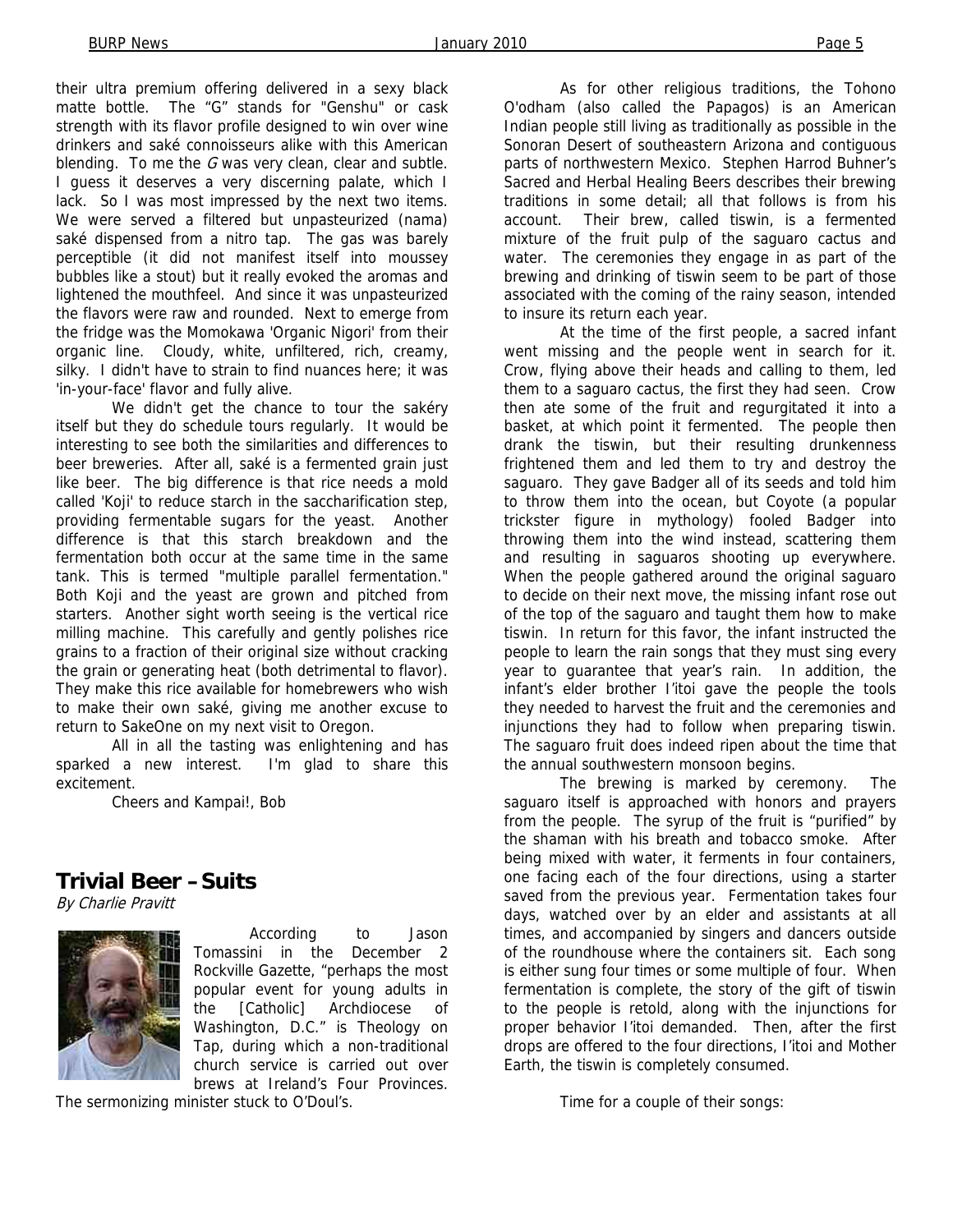their ultra premium offering delivered in a sexy black matte bottle. The "G" stands for "Genshu" or cask strength with its flavor profile designed to win over wine drinkers and saké connoisseurs alike with this American blending. To me the *G* was very clean, clear and subtle. I guess it deserves a very discerning palate, which I lack. So I was most impressed by the next two items. We were served a filtered but unpasteurized (nama) saké dispensed from a nitro tap. The gas was barely perceptible (it did not manifest itself into moussey bubbles like a stout) but it really evoked the aromas and lightened the mouthfeel. And since it was unpasteurized the flavors were raw and rounded. Next to emerge from the fridge was the Momokawa 'Organic Nigori' from their organic line. Cloudy, white, unfiltered, rich, creamy, silky. I didn't have to strain to find nuances here; it was 'in-your-face' flavor and fully alive.

We didn't get the chance to tour the sakéry itself but they do schedule tours regularly. It would be interesting to see both the similarities and differences to beer breweries. After all, saké is a fermented grain just like beer. The big difference is that rice needs a mold called 'Koji' to reduce starch in the saccharification step, providing fermentable sugars for the yeast. Another difference is that this starch breakdown and the fermentation both occur at the same time in the same tank. This is termed "multiple parallel fermentation." Both Koji and the yeast are grown and pitched from starters. Another sight worth seeing is the vertical rice milling machine. This carefully and gently polishes rice grains to a fraction of their original size without cracking the grain or generating heat (both detrimental to flavor). They make this rice available for homebrewers who wish to make their own saké, giving me another excuse to return to SakeOne on my next visit to Oregon.

All in all the tasting was enlightening and has sparked a new interest. I'm glad to share this excitement.

Cheers and Kampai!, Bob

## Trivial Beer – Suits

*By Charlie Pravitt*

According to Jason Tomassini in the December 2 Rockville Gazette, "perhaps the most popular event for young adults in the [Catholic] Archdiocese of Washington, D.C." is Theology on Tap, during which a non-traditional church service is carried out over brews at Ireland's Four Provinces. The sermonizing minister stuck to O'Doul's.

As for other religious traditions, the Tohono O'odham (also called the Papagos) is an American Indian people still living as traditionally as possible in the Sonoran Desert of southeastern Arizona and contiguous parts of northwestern Mexico. Stephen Harrod Buhner's Sacred and Herbal Healing Beers describes their brewing traditions in some detail; all that follows is from his account. Their brew, called tiswin, is a fermented mixture of the fruit pulp of the saguaro cactus and water. The ceremonies they engage in as part of the brewing and drinking of tiswin seem to be part of those associated with the coming of the rainy season, intended to insure its return each year.

At the time of the first people, a sacred infant went missing and the people went in search for it. Crow, flying above their heads and calling to them, led them to a saguaro cactus, the first they had seen. Crow then ate some of the fruit and regurgitated it into a basket, at which point it fermented. The people then drank the tiswin, but their resulting drunkenness frightened them and led them to try and destroy the saguaro. They gave Badger all of its seeds and told him to throw them into the ocean, but Coyote (a popular trickster figure in mythology) fooled Badger into throwing them into the wind instead, scattering them and resulting in saguaros shooting up everywhere. When the people gathered around the original saguaro to decide on their next move, the missing infant rose out of the top of the saguaro and taught them how to make tiswin. In return for this favor, the infant instructed the people to learn the rain songs that they must sing every year to guarantee that year's rain. In addition, the infant's elder brother I'itoi gave the people the tools they needed to harvest the fruit and the ceremonies and injunctions they had to follow when preparing tiswin. The saguaro fruit does indeed ripen about the time that the annual southwestern monsoon begins.

The brewing is marked by ceremony. The saguaro itself is approached with honors and prayers from the people. The syrup of the fruit is "purified" by the shaman with his breath and tobacco smoke. After being mixed with water, it ferments in four containers, one facing each of the four directions, using a starter saved from the previous year. Fermentation takes four days, watched over by an elder and assistants at all times, and accompanied by singers and dancers outside of the roundhouse where the containers sit. Each song is either sung four times or some multiple of four. When fermentation is complete, the story of the gift of tiswin to the people is retold, along with the injunctions for proper behavior I'itoi demanded. Then, after the first drops are offered to the four directions, I'itoi and Mother Earth, the tiswin is completely consumed.

Time for a couple of their songs: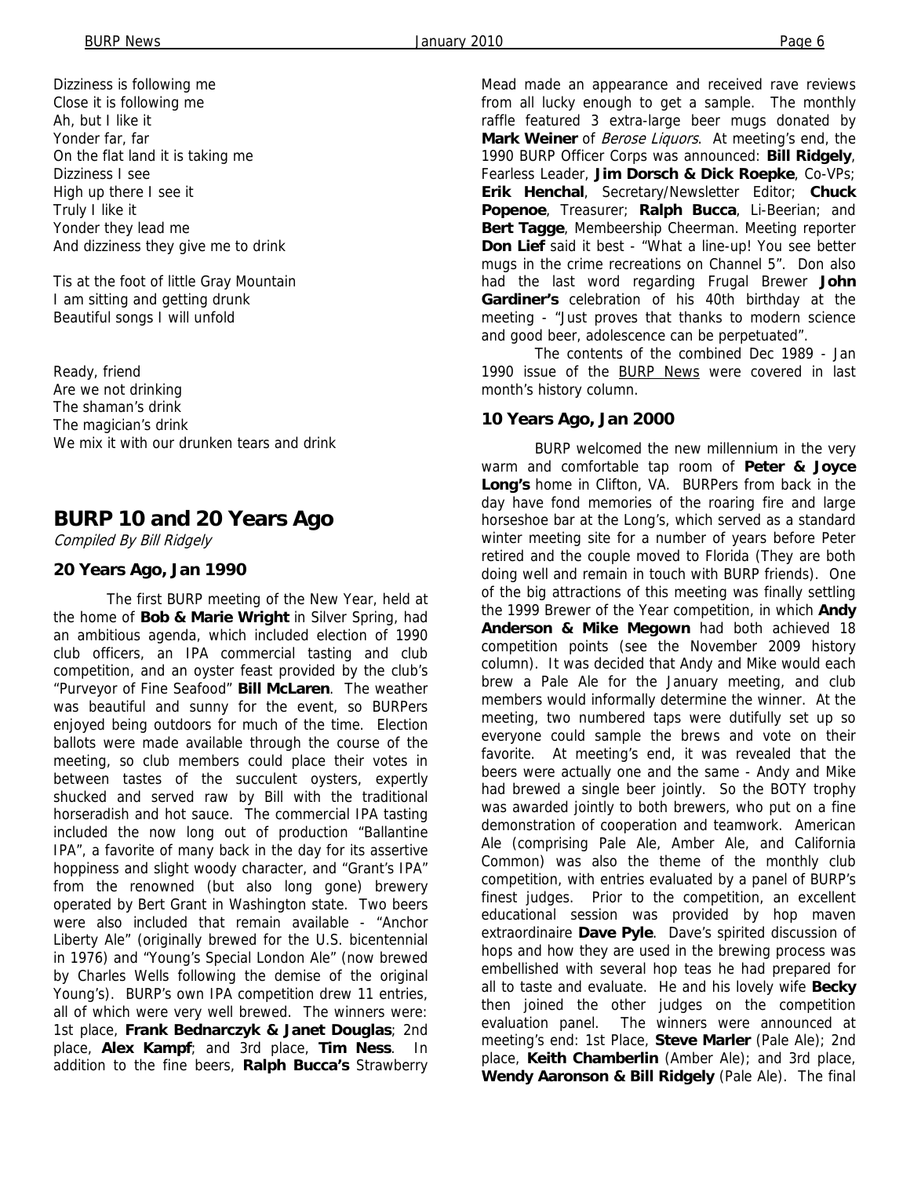Dizziness is following me
Close it is following me
Ah, but I like it
Yonder far, far
On the flat land it is taking me
Dizziness I see
High up there I see it
Truly I like it
Yonder they lead me
And dizziness they give me to drink

Tis at the foot of little Gray Mountain
I am sitting and getting drunk
Beautiful songs I will unfold

Ready, friend
Are we not drinking
The shaman's drink
The magician's drink
We mix it with our drunken tears and drink

## BURP 10 and 20 Years Ago

*Compiled By Bill Ridgely*

### 20 Years Ago, Jan 1990

The first BURP meeting of the New Year, held at the home of **Bob & Marie Wright** in Silver Spring, had an ambitious agenda, which included election of 1990 club officers, an IPA commercial tasting and club competition, and an oyster feast provided by the club's "Purveyor of Fine Seafood" **Bill McLaren**. The weather was beautiful and sunny for the event, so BURPers enjoyed being outdoors for much of the time. Election ballots were made available through the course of the meeting, so club members could place their votes in between tastes of the succulent oysters, expertly shucked and served raw by Bill with the traditional horseradish and hot sauce. The commercial IPA tasting included the now long out of production "Ballantine IPA", a favorite of many back in the day for its assertive hoppiness and slight woody character, and "Grant's IPA" from the renowned (but also long gone) brewery operated by Bert Grant in Washington state. Two beers were also included that remain available - "Anchor Liberty Ale" (originally brewed for the U.S. bicentennial in 1976) and "Young's Special London Ale" (now brewed by Charles Wells following the demise of the original Young's). BURP's own IPA competition drew 11 entries, all of which were very well brewed. The winners were: 1st place, **Frank Bednarczyk & Janet Douglas**; 2nd place, **Alex Kampf**; and 3rd place, **Tim Ness**. In addition to the fine beers, **Ralph Bucca's** Strawberry Mead made an appearance and received rave reviews from all lucky enough to get a sample. The monthly raffle featured 3 extra-large beer mugs donated by **Mark Weiner** of *Berose Liquors*. At meeting's end, the 1990 BURP Officer Corps was announced: **Bill Ridgely**, Fearless Leader, **Jim Dorsch & Dick Roepke**, Co-VPs; **Erik Henchal**, Secretary/Newsletter Editor; **Chuck Popenoe**, Treasurer; **Ralph Bucca**, Li-Beerian; and **Bert Tagge**, Membeership Cheerman. Meeting reporter **Don Lief** said it best - "What a line-up! You see better mugs in the crime recreations on Channel 5". Don also had the last word regarding Frugal Brewer **John Gardiner's** celebration of his 40th birthday at the meeting - "Just proves that thanks to modern science and good beer, adolescence can be perpetuated".

The contents of the combined Dec 1989 - Jan 1990 issue of the BURP News were covered in last month's history column.

### 10 Years Ago, Jan 2000

BURP welcomed the new millennium in the very warm and comfortable tap room of **Peter & Joyce Long's** home in Clifton, VA. BURPers from back in the day have fond memories of the roaring fire and large horseshoe bar at the Long's, which served as a standard winter meeting site for a number of years before Peter retired and the couple moved to Florida (They are both doing well and remain in touch with BURP friends). One of the big attractions of this meeting was finally settling the 1999 Brewer of the Year competition, in which **Andy Anderson & Mike Megown** had both achieved 18 competition points (see the November 2009 history column). It was decided that Andy and Mike would each brew a Pale Ale for the January meeting, and club members would informally determine the winner. At the meeting, two numbered taps were dutifully set up so everyone could sample the brews and vote on their favorite. At meeting's end, it was revealed that the beers were actually one and the same - Andy and Mike had brewed a single beer jointly. So the BOTY trophy was awarded jointly to both brewers, who put on a fine demonstration of cooperation and teamwork. American Ale (comprising Pale Ale, Amber Ale, and California Common) was also the theme of the monthly club competition, with entries evaluated by a panel of BURP's finest judges. Prior to the competition, an excellent educational session was provided by hop maven extraordinaire **Dave Pyle**. Dave's spirited discussion of hops and how they are used in the brewing process was embellished with several hop teas he had prepared for all to taste and evaluate. He and his lovely wife **Becky** then joined the other judges on the competition evaluation panel. The winners were announced at meeting's end: 1st Place, **Steve Marler** (Pale Ale); 2nd place, **Keith Chamberlin** (Amber Ale); and 3rd place, **Wendy Aaronson & Bill Ridgely** (Pale Ale). The final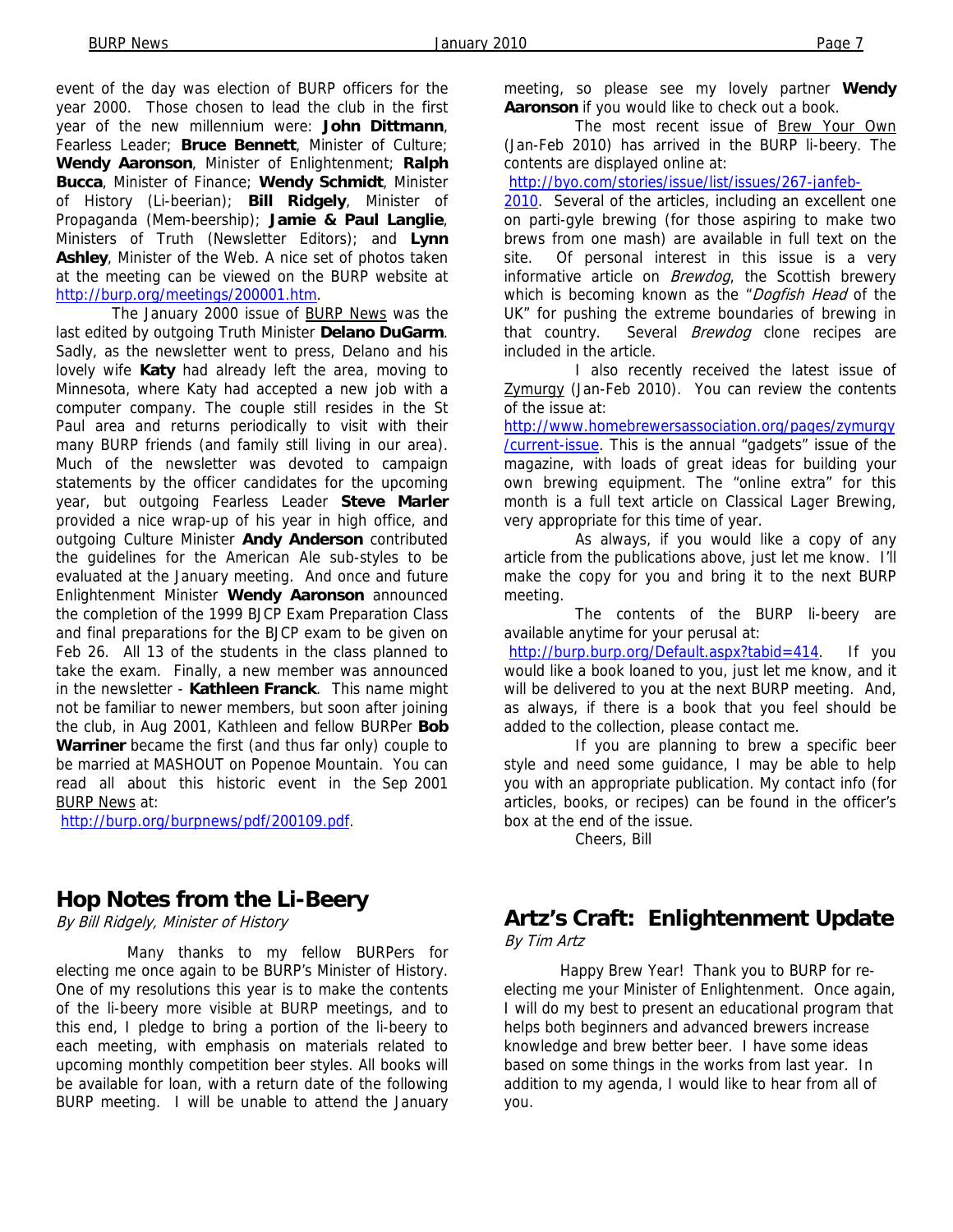event of the day was election of BURP officers for the year 2000. Those chosen to lead the club in the first year of the new millennium were: **John Dittmann**, Fearless Leader; **Bruce Bennett**, Minister of Culture; **Wendy Aaronson**, Minister of Enlightenment; **Ralph Bucca**, Minister of Finance; **Wendy Schmidt**, Minister of History (Li-beerian); **Bill Ridgely**, Minister of Propaganda (Mem-beership); **Jamie & Paul Langlie**, Ministers of Truth (Newsletter Editors); and **Lynn Ashley**, Minister of the Web. A nice set of photos taken at the meeting can be viewed on the BURP website at http://burp.org/meetings/200001.htm.

The January 2000 issue of BURP News was the last edited by outgoing Truth Minister **Delano DuGarm**. Sadly, as the newsletter went to press, Delano and his lovely wife **Katy** had already left the area, moving to Minnesota, where Katy had accepted a new job with a computer company. The couple still resides in the St Paul area and returns periodically to visit with their many BURP friends (and family still living in our area). Much of the newsletter was devoted to campaign statements by the officer candidates for the upcoming year, but outgoing Fearless Leader **Steve Marler** provided a nice wrap-up of his year in high office, and outgoing Culture Minister **Andy Anderson** contributed the guidelines for the American Ale sub-styles to be evaluated at the January meeting. And once and future Enlightenment Minister **Wendy Aaronson** announced the completion of the 1999 BJCP Exam Preparation Class and final preparations for the BJCP exam to be given on Feb 26. All 13 of the students in the class planned to take the exam. Finally, a new member was announced in the newsletter - **Kathleen Franck**. This name might not be familiar to newer members, but soon after joining the club, in Aug 2001, Kathleen and fellow BURPer **Bob Warriner** became the first (and thus far only) couple to be married at MASHOUT on Popenoe Mountain. You can read all about this historic event in the Sep 2001 BURP News at: http://burp.org/burpnews/pdf/200109.pdf.

## Hop Notes from the Li-Beery

*By Bill Ridgely, Minister of History*

Many thanks to my fellow BURPers for electing me once again to be BURP's Minister of History. One of my resolutions this year is to make the contents of the li-beery more visible at BURP meetings, and to this end, I pledge to bring a portion of the li-beery to each meeting, with emphasis on materials related to upcoming monthly competition beer styles. All books will be available for loan, with a return date of the following BURP meeting. I will be unable to attend the January meeting, so please see my lovely partner **Wendy Aaronson** if you would like to check out a book.

The most recent issue of Brew Your Own (Jan-Feb 2010) has arrived in the BURP li-beery. The contents are displayed online at: http://byo.com/stories/issue/list/issues/267-janfeb-2010. Several of the articles, including an excellent one on parti-gyle brewing (for those aspiring to make two brews from one mash) are available in full text on the site. Of personal interest in this issue is a very informative article on *Brewdog*, the Scottish brewery which is becoming known as the "*Dogfish Head* of the UK" for pushing the extreme boundaries of brewing in that country. Several *Brewdog* clone recipes are included in the article.

I also recently received the latest issue of Zymurgy (Jan-Feb 2010). You can review the contents of the issue at: http://www.homebrewersassociation.org/pages/zymurgy/current-issue. This is the annual "gadgets" issue of the magazine, with loads of great ideas for building your own brewing equipment. The "online extra" for this month is a full text article on Classical Lager Brewing, very appropriate for this time of year.

As always, if you would like a copy of any article from the publications above, just let me know. I'll make the copy for you and bring it to the next BURP meeting.

The contents of the BURP li-beery are available anytime for your perusal at: http://burp.burp.org/Default.aspx?tabid=414. If you would like a book loaned to you, just let me know, and it will be delivered to you at the next BURP meeting. And, as always, if there is a book that you feel should be added to the collection, please contact me.

If you are planning to brew a specific beer style and need some guidance, I may be able to help you with an appropriate publication. My contact info (for articles, books, or recipes) can be found in the officer's box at the end of the issue.

Cheers, Bill

## Artz's Craft: Enlightenment Update

*By Tim Artz*

Happy Brew Year! Thank you to BURP for re-electing me your Minister of Enlightenment. Once again, I will do my best to present an educational program that helps both beginners and advanced brewers increase knowledge and brew better beer. I have some ideas based on some things in the works from last year. In addition to my agenda, I would like to hear from all of you.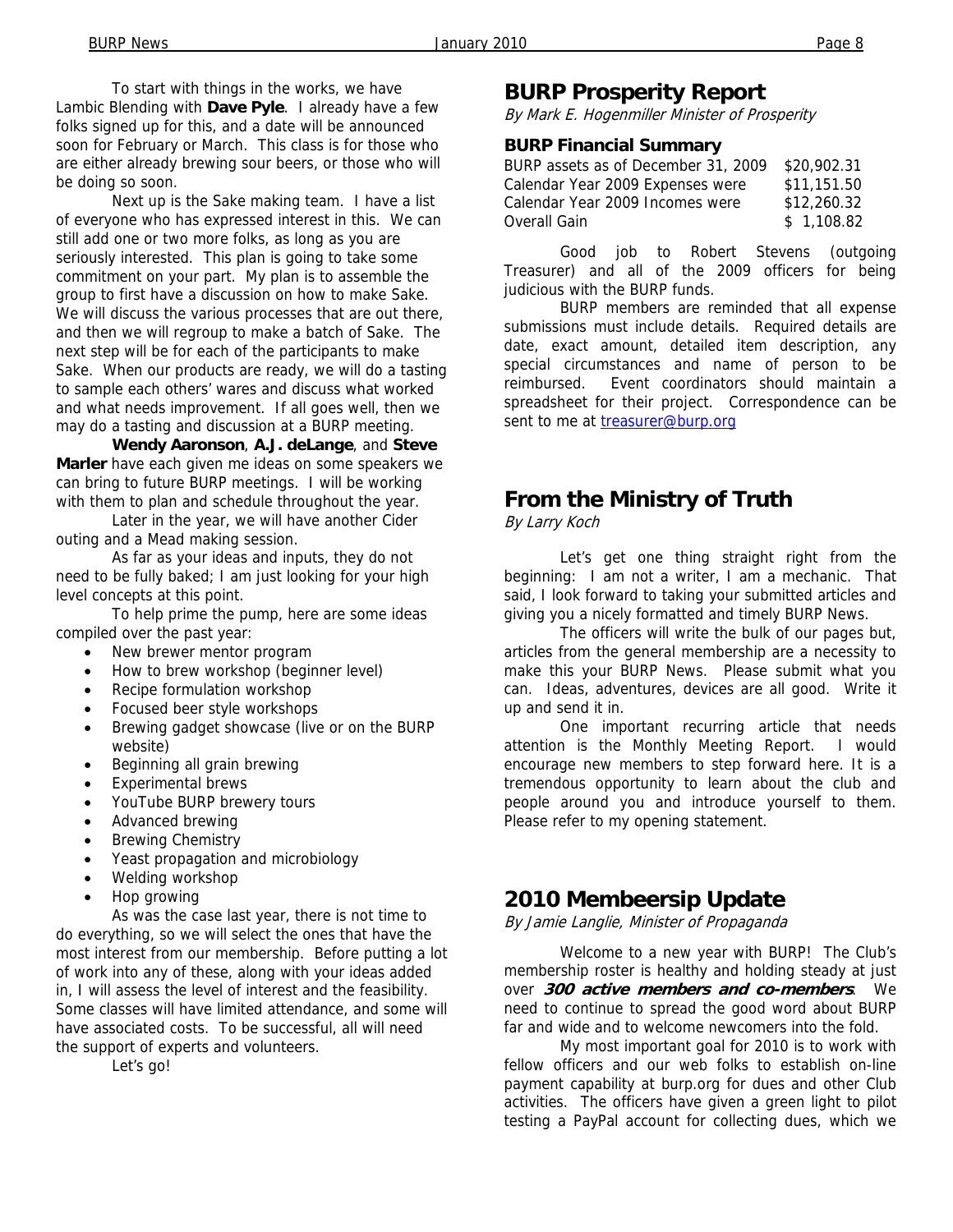To start with things in the works, we have Lambic Blending with **Dave Pyle**. I already have a few folks signed up for this, and a date will be announced soon for February or March. This class is for those who are either already brewing sour beers, or those who will be doing so soon.

Next up is the Sake making team. I have a list of everyone who has expressed interest in this. We can still add one or two more folks, as long as you are seriously interested. This plan is going to take some commitment on your part. My plan is to assemble the group to first have a discussion on how to make Sake. We will discuss the various processes that are out there, and then we will regroup to make a batch of Sake. The next step will be for each of the participants to make Sake. When our products are ready, we will do a tasting to sample each others' wares and discuss what worked and what needs improvement. If all goes well, then we may do a tasting and discussion at a BURP meeting.

**Wendy Aaronson**, **A.J. deLange**, and **Steve Marler** have each given me ideas on some speakers we can bring to future BURP meetings. I will be working with them to plan and schedule throughout the year.

Later in the year, we will have another Cider outing and a Mead making session.

As far as your ideas and inputs, they do not need to be fully baked; I am just looking for your high level concepts at this point.

To help prime the pump, here are some ideas compiled over the past year:

- New brewer mentor program
- How to brew workshop (beginner level)
- Recipe formulation workshop
- Focused beer style workshops
- Brewing gadget showcase (live or on the BURP website)
- Beginning all grain brewing
- Experimental brews
- YouTube BURP brewery tours
- Advanced brewing
- Brewing Chemistry
- Yeast propagation and microbiology
- Welding workshop
- Hop growing

As was the case last year, there is not time to do everything, so we will select the ones that have the most interest from our membership. Before putting a lot of work into any of these, along with your ideas added in, I will assess the level of interest and the feasibility. Some classes will have limited attendance, and some will have associated costs. To be successful, all will need the support of experts and volunteers.

Let's go!

## BURP Prosperity Report

*By Mark E. Hogenmiller Minister of Prosperity*

### BURP Financial Summary

| | |
|---|---|
| BURP assets as of December 31, 2009 | $20,902.31 |
| Calendar Year 2009 Expenses were | $11,151.50 |
| Calendar Year 2009 Incomes were | $12,260.32 |
| Overall Gain | $ 1,108.82 |

Good job to Robert Stevens (outgoing Treasurer) and all of the 2009 officers for being judicious with the BURP funds.

BURP members are reminded that all expense submissions must include details. Required details are date, exact amount, detailed item description, any special circumstances and name of person to be reimbursed. Event coordinators should maintain a spreadsheet for their project. Correspondence can be sent to me at treasurer@burp.org

## From the Ministry of Truth

*By Larry Koch*

Let's get one thing straight right from the beginning: I am not a writer, I am a mechanic. That said, I look forward to taking your submitted articles and giving you a nicely formatted and timely BURP News.

The officers will write the bulk of our pages but, articles from the general membership are a necessity to make this your BURP News. Please submit what you can. Ideas, adventures, devices are all good. Write it up and send it in.

One important recurring article that needs attention is the Monthly Meeting Report. I would encourage new members to step forward here. It is a tremendous opportunity to learn about the club and people around you and introduce yourself to them. Please refer to my opening statement.

## 2010 Membeership Update

*By Jamie Langlie, Minister of Propaganda*

Welcome to a new year with BURP! The Club's membership roster is healthy and holding steady at just over ***300 active members and co-members***. We need to continue to spread the good word about BURP far and wide and to welcome newcomers into the fold.

My most important goal for 2010 is to work with fellow officers and our web folks to establish on-line payment capability at burp.org for dues and other Club activities. The officers have given a green light to pilot testing a PayPal account for collecting dues, which we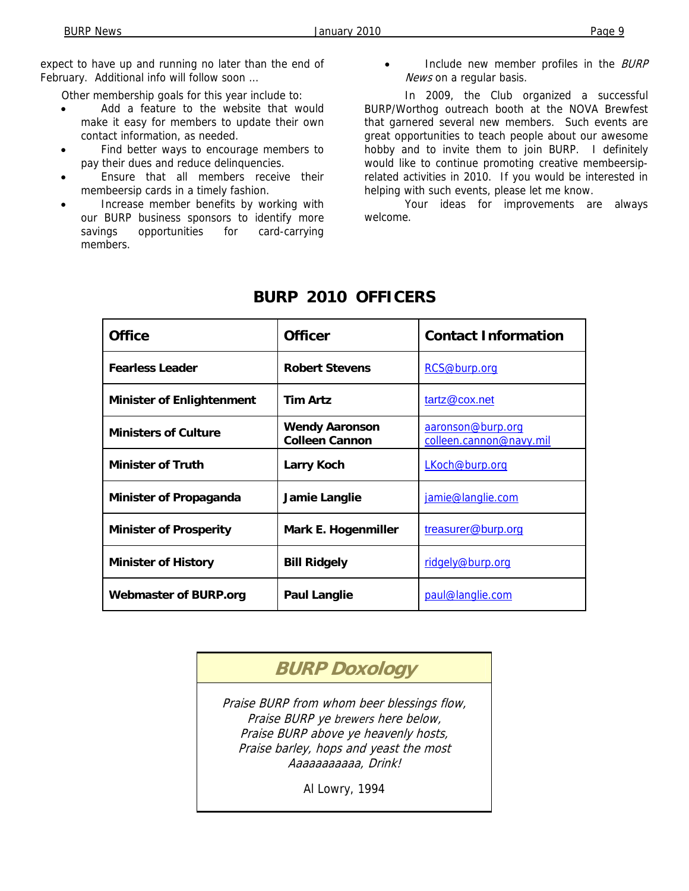expect to have up and running no later than the end of February. Additional info will follow soon …

Other membership goals for this year include to:

- Add a feature to the website that would make it easy for members to update their own contact information, as needed.
- Find better ways to encourage members to pay their dues and reduce delinquencies.
- Ensure that all members receive their membeership cards in a timely fashion.
- Increase member benefits by working with our BURP business sponsors to identify more savings opportunities for card-carrying members.
- Include new member profiles in the *BURP News* on a regular basis.

In 2009, the Club organized a successful BURP/Worthog outreach booth at the NOVA Brewfest that garnered several new members. Such events are great opportunities to teach people about our awesome hobby and to invite them to join BURP. I definitely would like to continue promoting creative membeersip-related activities in 2010. If you would be interested in helping with such events, please let me know.

Your ideas for improvements are always welcome.

## BURP 2010 OFFICERS

| Office | Officer | Contact Information |
|---|---|---|
| **Fearless Leader** | **Robert Stevens** | RCS@burp.org |
| **Minister of Enlightenment** | **Tim Artz** | tartz@cox.net |
| **Ministers of Culture** | **Wendy Aaronson**<br>**Colleen Cannon** | aaronson@burp.org<br>colleen.cannon@navy.mil |
| **Minister of Truth** | **Larry Koch** | LKoch@burp.org |
| **Minister of Propaganda** | **Jamie Langlie** | jamie@langlie.com |
| **Minister of Prosperity** | **Mark E. Hogenmiller** | treasurer@burp.org |
| **Minister of History** | **Bill Ridgely** | ridgely@burp.org |
| **Webmaster of BURP.org** | **Paul Langlie** | paul@langlie.com |

## *BURP Doxology*

*Praise BURP from whom beer blessings flow,*
*Praise BURP ye brewers here below,*
*Praise BURP above ye heavenly hosts,*
*Praise barley, hops and yeast the most*
*Aaaaaaaaaaa, Drink!*

Al Lowry, 1994